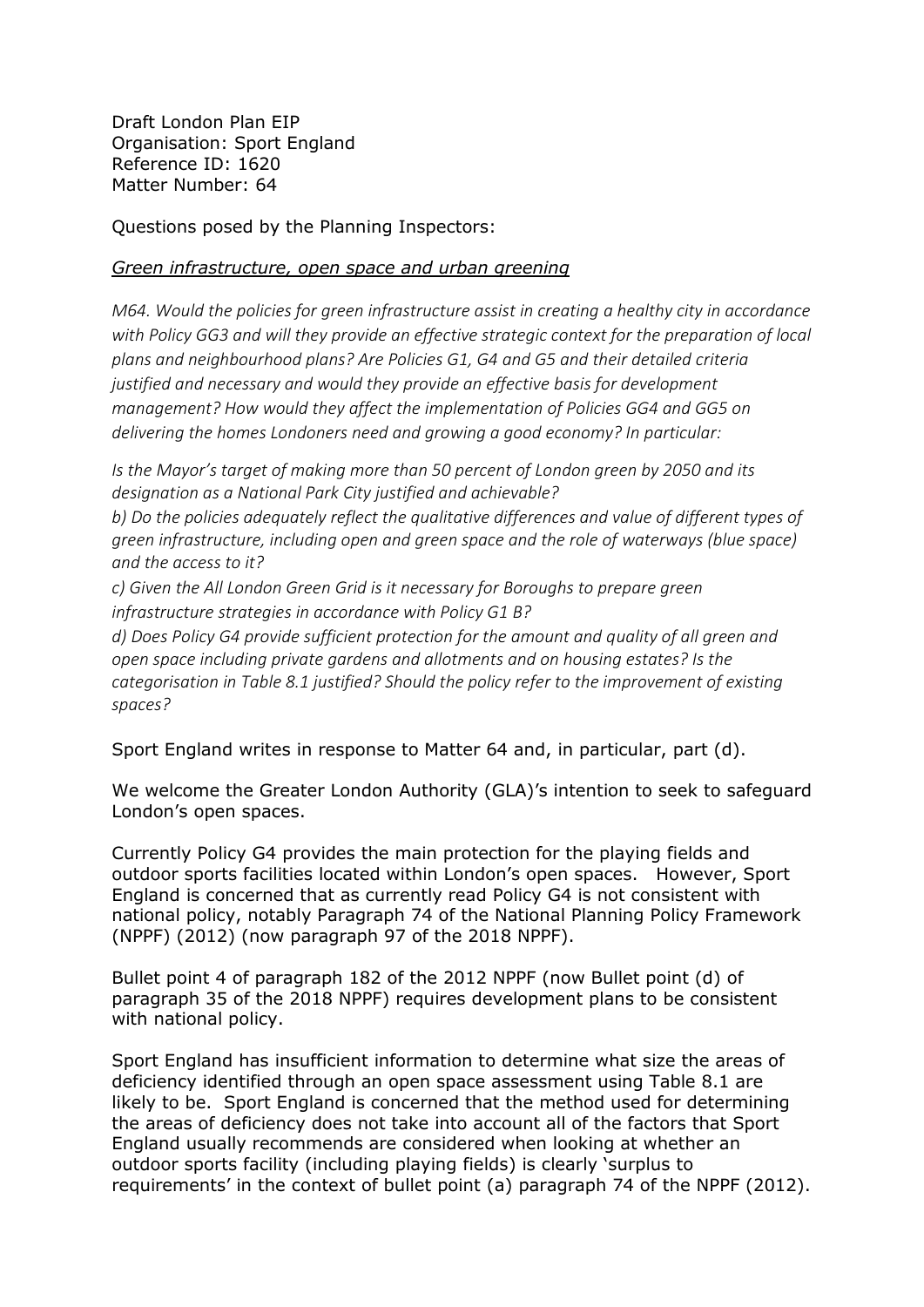Draft London Plan EIP
Organisation: Sport England
Reference ID: 1620
Matter Number: 64

Questions posed by the Planning Inspectors:

*Green infrastructure, open space and urban greening*

*M64. Would the policies for green infrastructure assist in creating a healthy city in accordance with Policy GG3 and will they provide an effective strategic context for the preparation of local plans and neighbourhood plans? Are Policies G1, G4 and G5 and their detailed criteria justified and necessary and would they provide an effective basis for development management? How would they affect the implementation of Policies GG4 and GG5 on delivering the homes Londoners need and growing a good economy? In particular:*

*Is the Mayor's target of making more than 50 percent of London green by 2050 and its designation as a National Park City justified and achievable?*

*b) Do the policies adequately reflect the qualitative differences and value of different types of green infrastructure, including open and green space and the role of waterways (blue space) and the access to it?*

*c) Given the All London Green Grid is it necessary for Boroughs to prepare green infrastructure strategies in accordance with Policy G1 B?*

*d) Does Policy G4 provide sufficient protection for the amount and quality of all green and open space including private gardens and allotments and on housing estates? Is the categorisation in Table 8.1 justified? Should the policy refer to the improvement of existing spaces?*

Sport England writes in response to Matter 64 and, in particular, part (d).

We welcome the Greater London Authority (GLA)'s intention to seek to safeguard London's open spaces.

Currently Policy G4 provides the main protection for the playing fields and outdoor sports facilities located within London's open spaces. However, Sport England is concerned that as currently read Policy G4 is not consistent with national policy, notably Paragraph 74 of the National Planning Policy Framework (NPPF) (2012) (now paragraph 97 of the 2018 NPPF).

Bullet point 4 of paragraph 182 of the 2012 NPPF (now Bullet point (d) of paragraph 35 of the 2018 NPPF) requires development plans to be consistent with national policy.

Sport England has insufficient information to determine what size the areas of deficiency identified through an open space assessment using Table 8.1 are likely to be. Sport England is concerned that the method used for determining the areas of deficiency does not take into account all of the factors that Sport England usually recommends are considered when looking at whether an outdoor sports facility (including playing fields) is clearly 'surplus to requirements' in the context of bullet point (a) paragraph 74 of the NPPF (2012).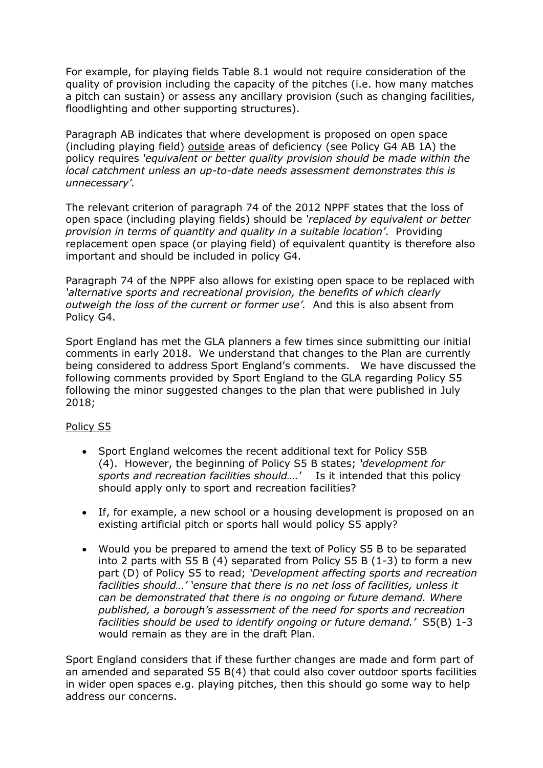For example, for playing fields Table 8.1 would not require consideration of the quality of provision including the capacity of the pitches (i.e. how many matches a pitch can sustain) or assess any ancillary provision (such as changing facilities, floodlighting and other supporting structures).

Paragraph AB indicates that where development is proposed on open space (including playing field) outside areas of deficiency (see Policy G4 AB 1A) the policy requires *'equivalent or better quality provision should be made within the local catchment unless an up-to-date needs assessment demonstrates this is unnecessary'.*

The relevant criterion of paragraph 74 of the 2012 NPPF states that the loss of open space (including playing fields) should be *'replaced by equivalent or better provision in terms of quantity and quality in a suitable location'*. Providing replacement open space (or playing field) of equivalent quantity is therefore also important and should be included in policy G4.

Paragraph 74 of the NPPF also allows for existing open space to be replaced with *'alternative sports and recreational provision, the benefits of which clearly outweigh the loss of the current or former use'.* And this is also absent from Policy G4.

Sport England has met the GLA planners a few times since submitting our initial comments in early 2018. We understand that changes to the Plan are currently being considered to address Sport England's comments. We have discussed the following comments provided by Sport England to the GLA regarding Policy S5 following the minor suggested changes to the plan that were published in July 2018;

Policy S5

- Sport England welcomes the recent additional text for Policy S5B (4). However, the beginning of Policy S5 B states; *'development for sports and recreation facilities should….'* Is it intended that this policy should apply only to sport and recreation facilities?
- If, for example, a new school or a housing development is proposed on an existing artificial pitch or sports hall would policy S5 apply?
- Would you be prepared to amend the text of Policy S5 B to be separated into 2 parts with S5 B (4) separated from Policy S5 B (1-3) to form a new part (D) of Policy S5 to read; *'Development affecting sports and recreation facilities should…' 'ensure that there is no net loss of facilities, unless it can be demonstrated that there is no ongoing or future demand. Where published, a borough's assessment of the need for sports and recreation facilities should be used to identify ongoing or future demand.'* S5(B) 1-3 would remain as they are in the draft Plan.

Sport England considers that if these further changes are made and form part of an amended and separated S5 B(4) that could also cover outdoor sports facilities in wider open spaces e.g. playing pitches, then this should go some way to help address our concerns.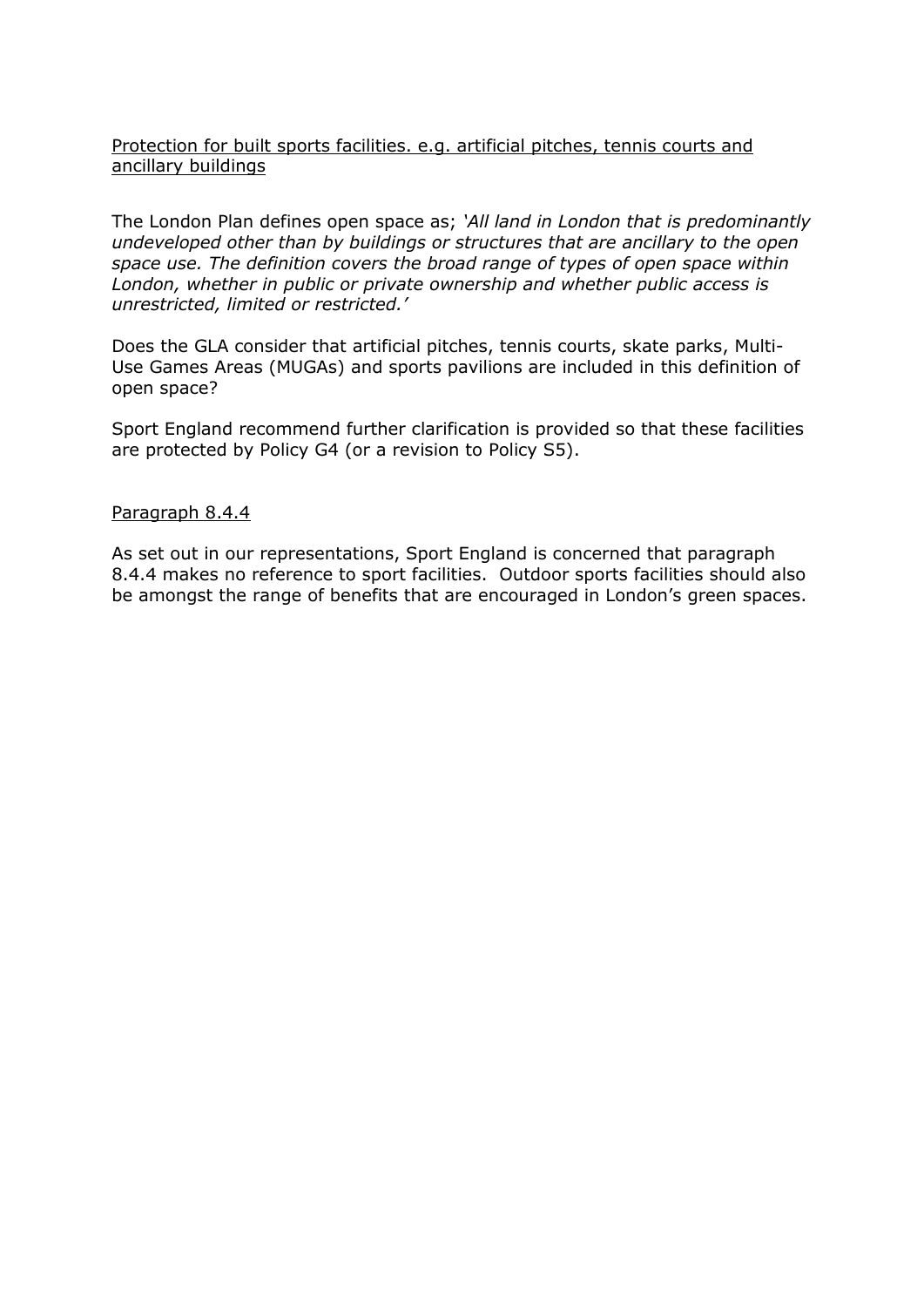<u>Protection for built sports facilities. e.g. artificial pitches, tennis courts and ancillary buildings</u>

The London Plan defines open space as; *'All land in London that is predominantly undeveloped other than by buildings or structures that are ancillary to the open space use. The definition covers the broad range of types of open space within London, whether in public or private ownership and whether public access is unrestricted, limited or restricted.'*

Does the GLA consider that artificial pitches, tennis courts, skate parks, Multi-Use Games Areas (MUGAs) and sports pavilions are included in this definition of open space?

Sport England recommend further clarification is provided so that these facilities are protected by Policy G4 (or a revision to Policy S5).

<u>Paragraph 8.4.4</u>

As set out in our representations, Sport England is concerned that paragraph 8.4.4 makes no reference to sport facilities. Outdoor sports facilities should also be amongst the range of benefits that are encouraged in London's green spaces.